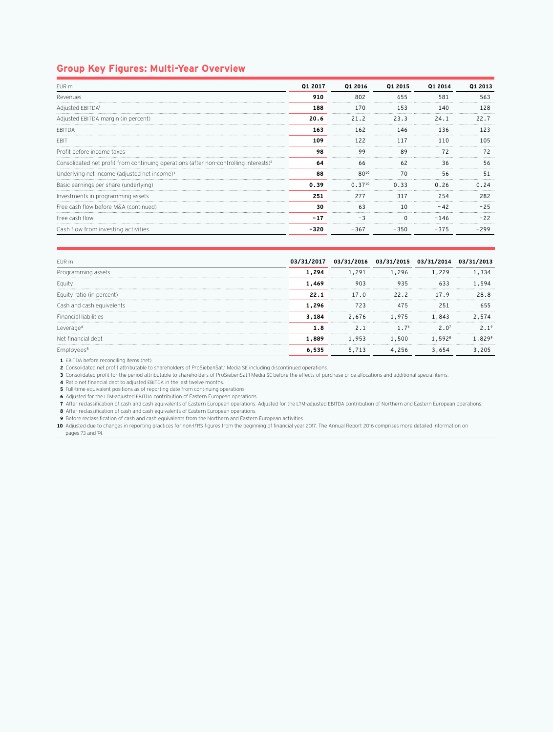## Group Key Figures: Multi-Year Overview

| EUR m | Q1 2017 | Q1 2016 | Q1 2015 | Q1 2014 | Q1 2013 |
|---|---|---|---|---|---|
| Revenues | **910** | 802 | 655 | 581 | 563 |
| Adjusted EBITDA[1] | **188** | 170 | 153 | 140 | 128 |
| Adjusted EBITDA margin (in percent) | **20.6** | 21.2 | 23.3 | 24.1 | 22.7 |
| EBITDA | **163** | 162 | 146 | 136 | 123 |
| EBIT | **109** | 122 | 117 | 110 | 105 |
| Profit before income taxes | **98** | 99 | 89 | 72 | 72 |
| Consolidated net profit from continuing operations (after non-controlling interests)[2] | **64** | 66 | 62 | 36 | 56 |
| Underlying net income (adjusted net income)[3] | **88** | 80[10] | 70 | 56 | 51 |
| Basic earnings per share (underlying) | **0.39** | 0.37[10] | 0.33 | 0.26 | 0.24 |
| Investments in programming assets | **251** | 277 | 317 | 254 | 282 |
| Free cash flow before M&A (continued) | **30** | 63 | 10 | −42 | −25 |
| Free cash flow | **−17** | −3 | 0 | −146 | −22 |
| Cash flow from investing activities | **−320** | −367 | −350 | −375 | −299 |

| EUR m | 03/31/2017 | 03/31/2016 | 03/31/2015 | 03/31/2014 | 03/31/2013 |
|---|---|---|---|---|---|
| Programming assets | **1,294** | 1,291 | 1,296 | 1,229 | 1,334 |
| Equity | **1,469** | 903 | 935 | 633 | 1,594 |
| Equity ratio (in percent) | **22.1** | 17.0 | 22.2 | 17.9 | 28.8 |
| Cash and cash equivalents | **1,296** | 723 | 475 | 251 | 655 |
| Financial liabilities | **3,184** | 2,676 | 1,975 | 1,843 | 2,574 |
| Leverage[4] | **1.8** | 2.1 | 1.7[6] | 2.0[7] | 2.1[9] |
| Net financial debt | **1,889** | 1,953 | 1,500 | 1,592[8] | 1,829[9] |
| Employees[5] | **6,535** | 5,713 | 4,256 | 3,654 | 3,205 |

**1** EBITDA before reconciling items (net).
**2** Consolidated net profit attributable to shareholders of ProSiebenSat.1 Media SE including discontinued operations.
**3** Consolidated profit for the period attributable to shareholders of ProSiebenSat.1 Media SE before the effects of purchase price allocations and additional special items.
**4** Ratio net financial debt to adjusted EBITDA in the last twelve months.
**5** Full-time equivalent positions as of reporting date from continuing operations.
**6** Adjusted for the LTM-adjusted EBITDA contribution of Eastern European operations.
**7** After reclassification of cash and cash equivalents of Eastern European operations. Adjusted for the LTM-adjusted EBITDA contribution of Northern and Eastern European operations.
**8** After reclassification of cash and cash equivalents of Eastern European operations.
**9** Before reclassification of cash and cash equivalents from the Northern and Eastern European activities.
**10** Adjusted due to changes in reporting practices for non-IFRS figures from the beginning of financial year 2017. The Annual Report 2016 comprises more detailed information on pages 73 and 74.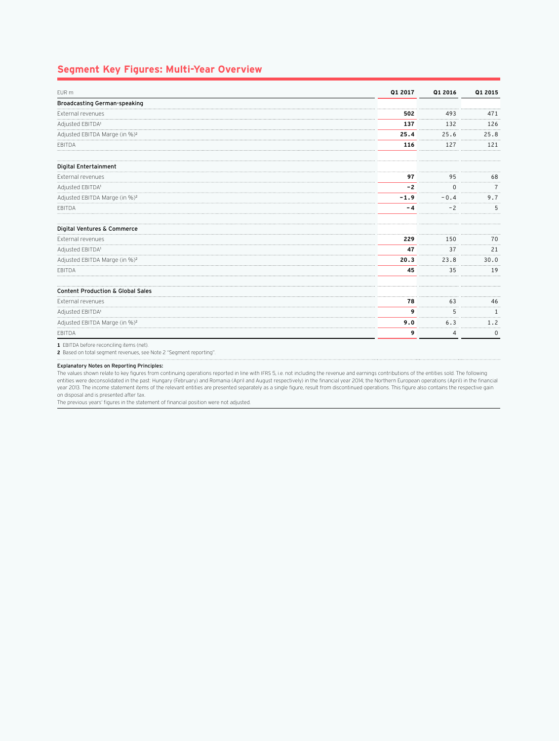## Segment Key Figures: Multi-Year Overview

| EUR m | Q1 2017 | Q1 2016 | Q1 2015 |
|---|---|---|---|
| **Broadcasting German-speaking** | | | |
| External revenues | **502** | 493 | 471 |
| Adjusted EBITDA[1] | **137** | 132 | 126 |
| Adjusted EBITDA Marge (in %)[2] | **25.4** | 25.6 | 25.8 |
| EBITDA | **116** | 127 | 121 |
| | | | |
| **Digital Entertainment** | | | |
| External revenues | **97** | 95 | 68 |
| Adjusted EBITDA[1] | **-2** | 0 | 7 |
| Adjusted EBITDA Marge (in %)[2] | **-1.9** | -0.4 | 9.7 |
| EBITDA | **-4** | -2 | 5 |
| | | | |
| **Digital Ventures & Commerce** | | | |
| External revenues | **229** | 150 | 70 |
| Adjusted EBITDA[1] | **47** | 37 | 21 |
| Adjusted EBITDA Marge (in %)[2] | **20.3** | 23.8 | 30.0 |
| EBITDA | **45** | 35 | 19 |
| | | | |
| **Content Production & Global Sales** | | | |
| External revenues | **78** | 63 | 46 |
| Adjusted EBITDA[1] | **9** | 5 | 1 |
| Adjusted EBITDA Marge (in %)[2] | **9.0** | 6.3 | 1.2 |
| EBITDA | **9** | 4 | 0 |

**1** EBITDA before reconciling items (net).
**2** Based on total segment revenues, see Note 2 "Segment reporting".

**Explanatory Notes on Reporting Principles:**
The values shown relate to key figures from continuing operations reported in line with IFRS 5, i.e. not including the revenue and earnings contributions of the entities sold. The following entities were deconsolidated in the past: Hungary (February) and Romania (April and August respectively) in the financial year 2014; the Northern European operations (April) in the financial year 2013. The income statement items of the relevant entities are presented separately as a single figure, result from discontinued operations. This figure also contains the respective gain on disposal and is presented after tax.
The previous years' figures in the statement of financial position were not adjusted.